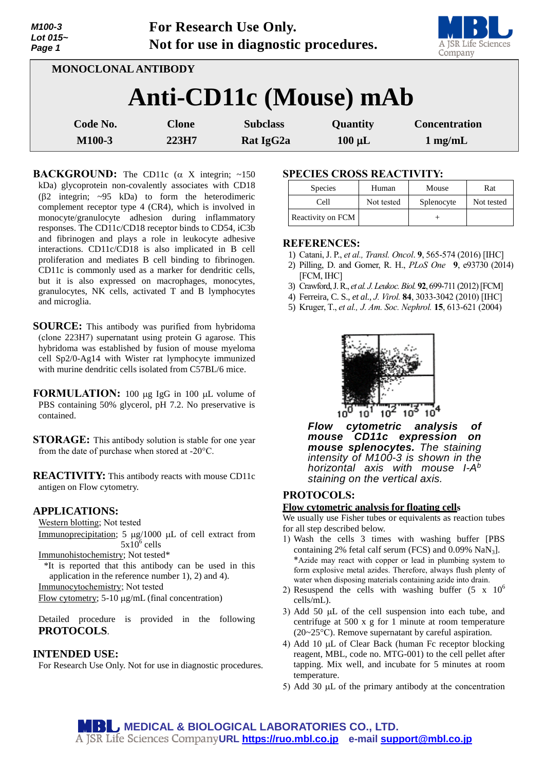**For Research Use Only.**
**Not for use in diagnostic procedures.**

MONOCLONAL ANTIBODY

# Anti-CD11c (Mouse) mAb

| Code No. | Clone | Subclass | Quantity | Concentration |
|---|---|---|---|---|
| M100-3 | 223H7 | Rat IgG2a | 100 μL | 1 mg/mL |

**BACKGROUND:** The CD11c (α X integrin; ~150 kDa) glycoprotein non-covalently associates with CD18 (β2 integrin; ~95 kDa) to form the heterodimeric complement receptor type 4 (CR4), which is involved in monocyte/granulocyte adhesion during inflammatory responses. The CD11c/CD18 receptor binds to CD54, iC3b and fibrinogen and plays a role in leukocyte adhesive interactions. CD11c/CD18 is also implicated in B cell proliferation and mediates B cell binding to fibrinogen. CD11c is commonly used as a marker for dendritic cells, but it is also expressed on macrophages, monocytes, granulocytes, NK cells, activated T and B lymphocytes and microglia.

**SOURCE:** This antibody was purified from hybridoma (clone 223H7) supernatant using protein G agarose. This hybridoma was established by fusion of mouse myeloma cell Sp2/0-Ag14 with Wister rat lymphocyte immunized with murine dendritic cells isolated from C57BL/6 mice.

**FORMULATION:** 100 μg IgG in 100 μL volume of PBS containing 50% glycerol, pH 7.2. No preservative is contained.

**STORAGE:** This antibody solution is stable for one year from the date of purchase when stored at -20°C.

**REACTIVITY:** This antibody reacts with mouse CD11c antigen on Flow cytometry.

**APPLICATIONS:**

Western blotting; Not tested
Immunoprecipitation; 5 μg/1000 μL of cell extract from $5x10^6$ cells
Immunohistochemistry; Not tested*
*It is reported that this antibody can be used in this application in the reference number 1), 2) and 4).
Immunocytochemistry; Not tested
Flow cytometry; 5-10 μg/mL (final concentration)

Detailed procedure is provided in the following **PROTOCOLS**.

**INTENDED USE:**

For Research Use Only. Not for use in diagnostic procedures.

**SPECIES CROSS REACTIVITY:**

| Species | Human | Mouse | Rat |
|---|---|---|---|
| Cell | Not tested | Splenocyte | Not tested |
| Reactivity on FCM | | + | |

**REFERENCES:**

1) Catani, J. P., *et al., Transl. Oncol*. **9**, 565-574 (2016) [IHC]
2) Pilling, D. and Gomer, R. H., *PLoS One* **9**, e93730 (2014) [FCM, IHC]
3) Crawford, J. R., *et al. J. Leukoc. Biol.* **92**, 699-711 (2012) [FCM]
4) Ferreira, C. S., *et al., J. Virol.* **84**, 3033-3042 (2010) [IHC]
5) Kruger, T., *et al., J. Am. Soc. Nephrol.* **15**, 613-621 (2004)

***Flow cytometric analysis of mouse CD11c expression on mouse splenocytes.*** *The staining intensity of M100-3 is shown in the horizontal axis with mouse I-A*$^b$ *staining on the vertical axis.*

**PROTOCOLS:**

**Flow cytometric analysis for floating cells**

We usually use Fisher tubes or equivalents as reaction tubes for all step described below.

1) Wash the cells 3 times with washing buffer [PBS containing 2% fetal calf serum (FCS) and 0.09% $NaN_3$].
*Azide may react with copper or lead in plumbing system to form explosive metal azides. Therefore, always flush plenty of water when disposing materials containing azide into drain.
2) Resuspend the cells with washing buffer ($5 x 10^6$ cells/mL).
3) Add 50 μL of the cell suspension into each tube, and centrifuge at 500 x g for 1 minute at room temperature (20~25°C). Remove supernatant by careful aspiration.
4) Add 10 μL of Clear Back (human Fc receptor blocking reagent, MBL, code no. MTG-001) to the cell pellet after tapping. Mix well, and incubate for 5 minutes at room temperature.
5) Add 30 μL of the primary antibody at the concentration

**MEDICAL & BIOLOGICAL LABORATORIES CO., LTD.**
A JSR Life Sciences Company **URL https://ruo.mbl.co.jp e-mail support@mbl.co.jp**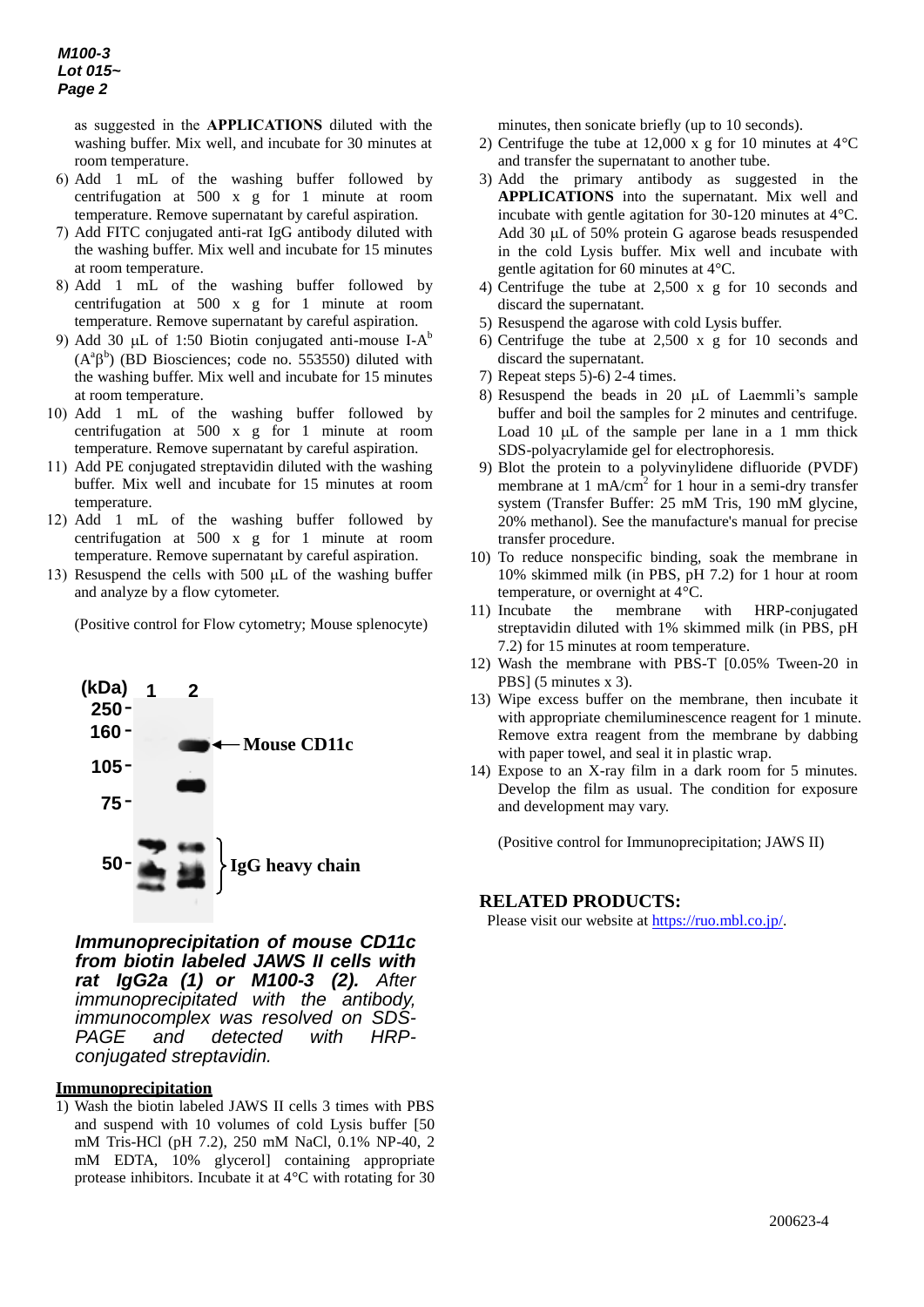as suggested in the **APPLICATIONS** diluted with the washing buffer. Mix well, and incubate for 30 minutes at room temperature.

6) Add 1 mL of the washing buffer followed by centrifugation at 500 x g for 1 minute at room temperature. Remove supernatant by careful aspiration.
7) Add FITC conjugated anti-rat IgG antibody diluted with the washing buffer. Mix well and incubate for 15 minutes at room temperature.
8) Add 1 mL of the washing buffer followed by centrifugation at 500 x g for 1 minute at room temperature. Remove supernatant by careful aspiration.
9) Add 30 µL of 1:50 Biotin conjugated anti-mouse I-$A^b$ ($A^a\beta^b$) (BD Biosciences; code no. 553550) diluted with the washing buffer. Mix well and incubate for 15 minutes at room temperature.
10) Add 1 mL of the washing buffer followed by centrifugation at 500 x g for 1 minute at room temperature. Remove supernatant by careful aspiration.
11) Add PE conjugated streptavidin diluted with the washing buffer. Mix well and incubate for 15 minutes at room temperature.
12) Add 1 mL of the washing buffer followed by centrifugation at 500 x g for 1 minute at room temperature. Remove supernatant by careful aspiration.
13) Resuspend the cells with 500 µL of the washing buffer and analyze by a flow cytometer.

(Positive control for Flow cytometry; Mouse splenocyte)

(kDa) 1 2
250-
160-
105-
75-
50-
Mouse CD11c
IgG heavy chain

***Immunoprecipitation of mouse CD11c from biotin labeled JAWS II cells with rat IgG2a (1) or M100-3 (2).*** *After immunoprecipitated with the antibody, immunocomplex was resolved on SDS-PAGE and detected with HRP-conjugated streptavidin.*

## Immunoprecipitation

1) Wash the biotin labeled JAWS II cells 3 times with PBS and suspend with 10 volumes of cold Lysis buffer [50 mM Tris-HCl (pH 7.2), 250 mM NaCl, 0.1% NP-40, 2 mM EDTA, 10% glycerol] containing appropriate protease inhibitors. Incubate it at 4°C with rotating for 30 minutes, then sonicate briefly (up to 10 seconds).
2) Centrifuge the tube at 12,000 x g for 10 minutes at 4°C and transfer the supernatant to another tube.
3) Add the primary antibody as suggested in the **APPLICATIONS** into the supernatant. Mix well and incubate with gentle agitation for 30-120 minutes at 4°C. Add 30 µL of 50% protein G agarose beads resuspended in the cold Lysis buffer. Mix well and incubate with gentle agitation for 60 minutes at 4°C.
4) Centrifuge the tube at 2,500 x g for 10 seconds and discard the supernatant.
5) Resuspend the agarose with cold Lysis buffer.
6) Centrifuge the tube at 2,500 x g for 10 seconds and discard the supernatant.
7) Repeat steps 5)-6) 2-4 times.
8) Resuspend the beads in 20 µL of Laemmli's sample buffer and boil the samples for 2 minutes and centrifuge. Load 10 µL of the sample per lane in a 1 mm thick SDS-polyacrylamide gel for electrophoresis.
9) Blot the protein to a polyvinylidene difluoride (PVDF) membrane at 1 mA/$cm^2$ for 1 hour in a semi-dry transfer system (Transfer Buffer: 25 mM Tris, 190 mM glycine, 20% methanol). See the manufacture's manual for precise transfer procedure.
10) To reduce nonspecific binding, soak the membrane in 10% skimmed milk (in PBS, pH 7.2) for 1 hour at room temperature, or overnight at 4°C.
11) Incubate the membrane with HRP-conjugated streptavidin diluted with 1% skimmed milk (in PBS, pH 7.2) for 15 minutes at room temperature.
12) Wash the membrane with PBS-T [0.05% Tween-20 in PBS] (5 minutes x 3).
13) Wipe excess buffer on the membrane, then incubate it with appropriate chemiluminescence reagent for 1 minute. Remove extra reagent from the membrane by dabbing with paper towel, and seal it in plastic wrap.
14) Expose to an X-ray film in a dark room for 5 minutes. Develop the film as usual. The condition for exposure and development may vary.

(Positive control for Immunoprecipitation; JAWS II)

## RELATED PRODUCTS:

Please visit our website at https://ruo.mbl.co.jp/.

200623-4